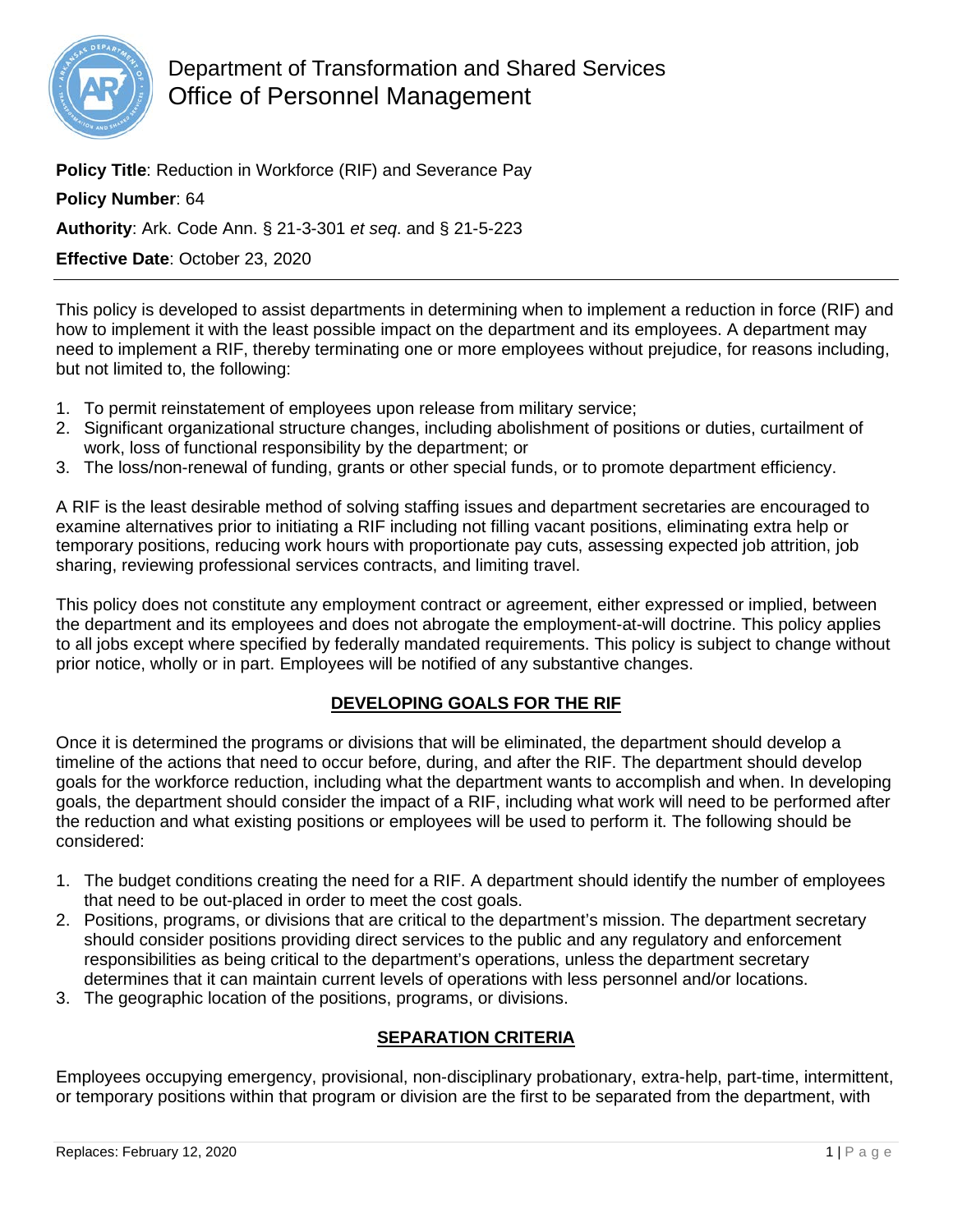# Department of Transformation and Shared Services
## Office of Personnel Management

**Policy Title**: Reduction in Workforce (RIF) and Severance Pay

**Policy Number**: 64

**Authority**: Ark. Code Ann. § 21-3-301 *et seq*. and § 21-5-223

**Effective Date**: October 23, 2020

---

This policy is developed to assist departments in determining when to implement a reduction in force (RIF) and how to implement it with the least possible impact on the department and its employees. A department may need to implement a RIF, thereby terminating one or more employees without prejudice, for reasons including, but not limited to, the following:

1. To permit reinstatement of employees upon release from military service;
2. Significant organizational structure changes, including abolishment of positions or duties, curtailment of work, loss of functional responsibility by the department; or
3. The loss/non-renewal of funding, grants or other special funds, or to promote department efficiency.

A RIF is the least desirable method of solving staffing issues and department secretaries are encouraged to examine alternatives prior to initiating a RIF including not filling vacant positions, eliminating extra help or temporary positions, reducing work hours with proportionate pay cuts, assessing expected job attrition, job sharing, reviewing professional services contracts, and limiting travel.

This policy does not constitute any employment contract or agreement, either expressed or implied, between the department and its employees and does not abrogate the employment-at-will doctrine. This policy applies to all jobs except where specified by federally mandated requirements. This policy is subject to change without prior notice, wholly or in part. Employees will be notified of any substantive changes.

## DEVELOPING GOALS FOR THE RIF

Once it is determined the programs or divisions that will be eliminated, the department should develop a timeline of the actions that need to occur before, during, and after the RIF. The department should develop goals for the workforce reduction, including what the department wants to accomplish and when. In developing goals, the department should consider the impact of a RIF, including what work will need to be performed after the reduction and what existing positions or employees will be used to perform it. The following should be considered:

1. The budget conditions creating the need for a RIF. A department should identify the number of employees that need to be out-placed in order to meet the cost goals.
2. Positions, programs, or divisions that are critical to the department's mission. The department secretary should consider positions providing direct services to the public and any regulatory and enforcement responsibilities as being critical to the department's operations, unless the department secretary determines that it can maintain current levels of operations with less personnel and/or locations.
3. The geographic location of the positions, programs, or divisions.

## SEPARATION CRITERIA

Employees occupying emergency, provisional, non-disciplinary probationary, extra-help, part-time, intermittent, or temporary positions within that program or division are the first to be separated from the department, with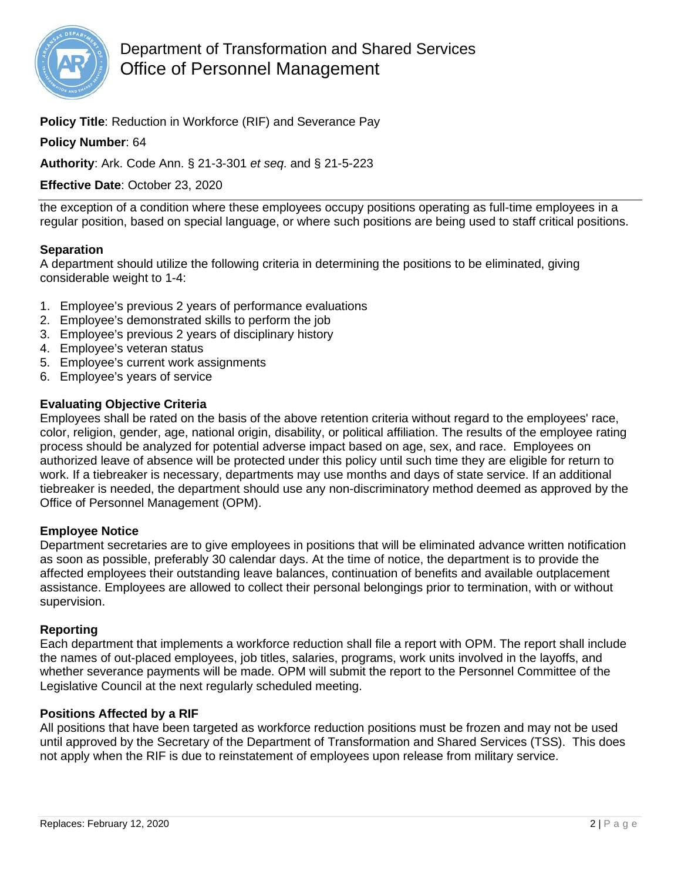the exception of a condition where these employees occupy positions operating as full-time employees in a regular position, based on special language, or where such positions are being used to staff critical positions.

**Separation**

A department should utilize the following criteria in determining the positions to be eliminated, giving considerable weight to 1-4:

1. Employee's previous 2 years of performance evaluations
2. Employee's demonstrated skills to perform the job
3. Employee's previous 2 years of disciplinary history
4. Employee's veteran status
5. Employee's current work assignments
6. Employee's years of service

**Evaluating Objective Criteria**

Employees shall be rated on the basis of the above retention criteria without regard to the employees' race, color, religion, gender, age, national origin, disability, or political affiliation. The results of the employee rating process should be analyzed for potential adverse impact based on age, sex, and race. Employees on authorized leave of absence will be protected under this policy until such time they are eligible for return to work. If a tiebreaker is necessary, departments may use months and days of state service. If an additional tiebreaker is needed, the department should use any non-discriminatory method deemed as approved by the Office of Personnel Management (OPM).

**Employee Notice**

Department secretaries are to give employees in positions that will be eliminated advance written notification as soon as possible, preferably 30 calendar days. At the time of notice, the department is to provide the affected employees their outstanding leave balances, continuation of benefits and available outplacement assistance. Employees are allowed to collect their personal belongings prior to termination, with or without supervision.

**Reporting**

Each department that implements a workforce reduction shall file a report with OPM. The report shall include the names of out-placed employees, job titles, salaries, programs, work units involved in the layoffs, and whether severance payments will be made. OPM will submit the report to the Personnel Committee of the Legislative Council at the next regularly scheduled meeting.

**Positions Affected by a RIF**

All positions that have been targeted as workforce reduction positions must be frozen and may not be used until approved by the Secretary of the Department of Transformation and Shared Services (TSS). This does not apply when the RIF is due to reinstatement of employees upon release from military service.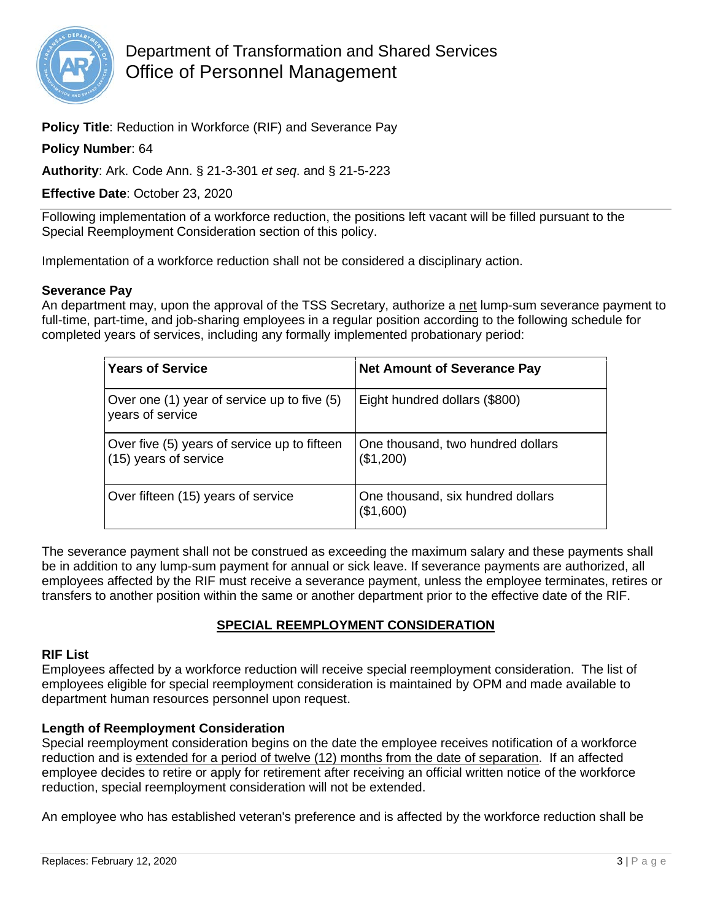Department of Transformation and Shared Services
Office of Personnel Management

**Policy Title**: Reduction in Workforce (RIF) and Severance Pay

**Policy Number**: 64

**Authority**: Ark. Code Ann. § 21-3-301 *et seq*. and § 21-5-223

**Effective Date**: October 23, 2020

---

Following implementation of a workforce reduction, the positions left vacant will be filled pursuant to the Special Reemployment Consideration section of this policy.

Implementation of a workforce reduction shall not be considered a disciplinary action.

**Severance Pay**

An department may, upon the approval of the TSS Secretary, authorize a net lump-sum severance payment to full-time, part-time, and job-sharing employees in a regular position according to the following schedule for completed years of services, including any formally implemented probationary period:

| **Years of Service** | **Net Amount of Severance Pay** |
|---|---|
| Over one (1) year of service up to five (5) years of service | Eight hundred dollars ($800) |
| Over five (5) years of service up to fifteen (15) years of service | One thousand, two hundred dollars ($1,200) |
| Over fifteen (15) years of service | One thousand, six hundred dollars ($1,600) |

The severance payment shall not be construed as exceeding the maximum salary and these payments shall be in addition to any lump-sum payment for annual or sick leave. If severance payments are authorized, all employees affected by the RIF must receive a severance payment, unless the employee terminates, retires or transfers to another position within the same or another department prior to the effective date of the RIF.

## SPECIAL REEMPLOYMENT CONSIDERATION

**RIF List**

Employees affected by a workforce reduction will receive special reemployment consideration. The list of employees eligible for special reemployment consideration is maintained by OPM and made available to department human resources personnel upon request.

**Length of Reemployment Consideration**

Special reemployment consideration begins on the date the employee receives notification of a workforce reduction and is extended for a period of twelve (12) months from the date of separation. If an affected employee decides to retire or apply for retirement after receiving an official written notice of the workforce reduction, special reemployment consideration will not be extended.

An employee who has established veteran's preference and is affected by the workforce reduction shall be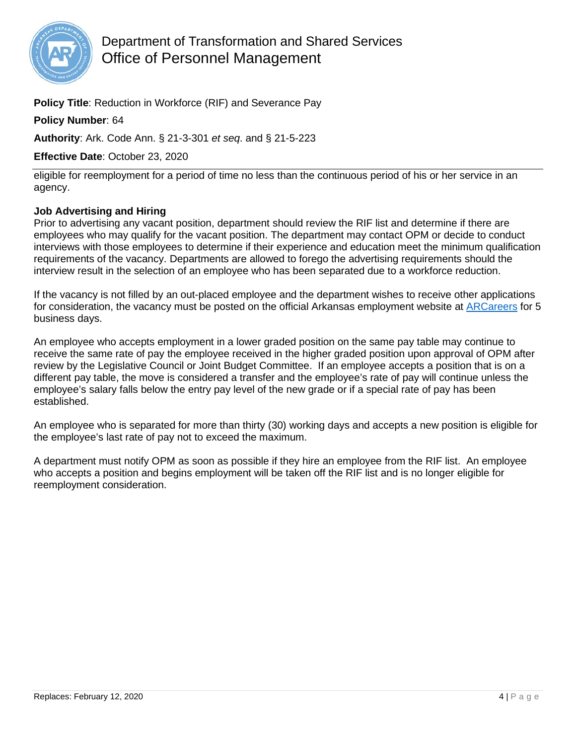eligible for reemployment for a period of time no less than the continuous period of his or her service in an agency.

**Job Advertising and Hiring**

Prior to advertising any vacant position, department should review the RIF list and determine if there are employees who may qualify for the vacant position. The department may contact OPM or decide to conduct interviews with those employees to determine if their experience and education meet the minimum qualification requirements of the vacancy. Departments are allowed to forego the advertising requirements should the interview result in the selection of an employee who has been separated due to a workforce reduction.

If the vacancy is not filled by an out-placed employee and the department wishes to receive other applications for consideration, the vacancy must be posted on the official Arkansas employment website at [ARCareers](ARCareers) for 5 business days.

An employee who accepts employment in a lower graded position on the same pay table may continue to receive the same rate of pay the employee received in the higher graded position upon approval of OPM after review by the Legislative Council or Joint Budget Committee. If an employee accepts a position that is on a different pay table, the move is considered a transfer and the employee's rate of pay will continue unless the employee's salary falls below the entry pay level of the new grade or if a special rate of pay has been established.

An employee who is separated for more than thirty (30) working days and accepts a new position is eligible for the employee's last rate of pay not to exceed the maximum.

A department must notify OPM as soon as possible if they hire an employee from the RIF list. An employee who accepts a position and begins employment will be taken off the RIF list and is no longer eligible for reemployment consideration.